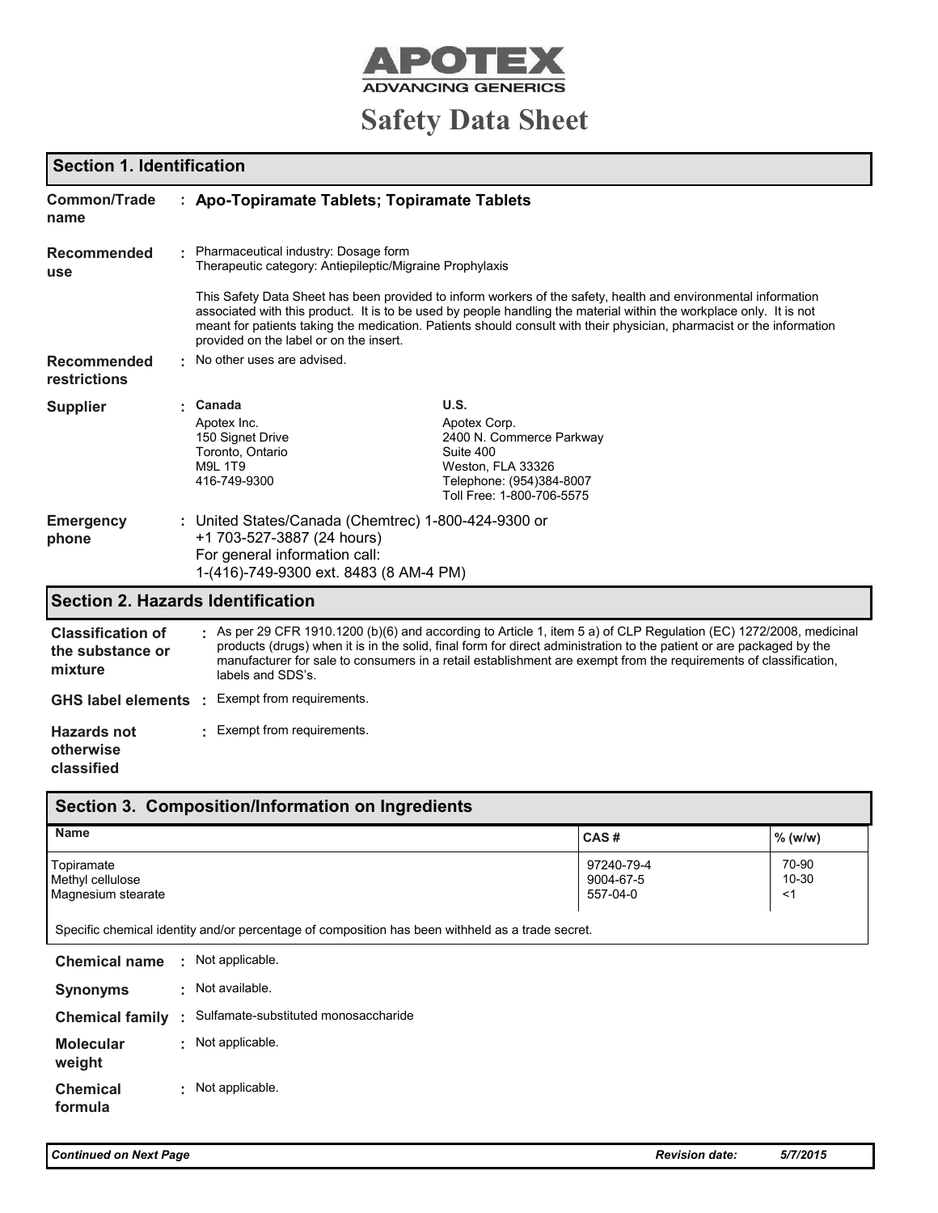APOTEX

ADVANCING GENERICS

# Safety Data Sheet

## Section 1. Identification

**Common/Trade name** : **Apo-Topiramate Tablets; Topiramate Tablets**

**Recommended use** : Pharmaceutical industry: Dosage form
Therapeutic category: Antiepileptic/Migraine Prophylaxis

This Safety Data Sheet has been provided to inform workers of the safety, health and environmental information associated with this product. It is to be used by people handling the material within the workplace only. It is not meant for patients taking the medication. Patients should consult with their physician, pharmacist or the information provided on the label or on the insert.

**Recommended restrictions** : No other uses are advised.

**Supplier** :

| Canada | U.S. |
|---|---|
| Apotex Inc.<br>150 Signet Drive<br>Toronto, Ontario<br>M9L 1T9<br>416-749-9300 | Apotex Corp.<br>2400 N. Commerce Parkway<br>Suite 400<br>Weston, FLA 33326<br>Telephone: (954)384-8007<br>Toll Free: 1-800-706-5575 |

**Emergency phone** : United States/Canada (Chemtrec) 1-800-424-9300 or
+1 703-527-3887 (24 hours)
For general information call:
1-(416)-749-9300 ext. 8483 (8 AM-4 PM)

## Section 2. Hazards Identification

**Classification of the substance or mixture** : As per 29 CFR 1910.1200 (b)(6) and according to Article 1, item 5 a) of CLP Regulation (EC) 1272/2008, medicinal products (drugs) when it is in the solid, final form for direct administration to the patient or are packaged by the manufacturer for sale to consumers in a retail establishment are exempt from the requirements of classification, labels and SDS's.

**GHS label elements** : Exempt from requirements.

**Hazards not otherwise classified** : Exempt from requirements.

## Section 3. Composition/Information on Ingredients

| Name | CAS # | % (w/w) |
|---|---|---|
| Topiramate | 97240-79-4 | 70-90 |
| Methyl cellulose | 9004-67-5 | 10-30 |
| Magnesium stearate | 557-04-0 | <1 |

Specific chemical identity and/or percentage of composition has been withheld as a trade secret.

**Chemical name** : Not applicable.

**Synonyms** : Not available.

**Chemical family** : Sulfamate-substituted monosaccharide

**Molecular weight** : Not applicable.

**Chemical formula** : Not applicable.

*Continued on Next Page* — *Revision date:* *5/7/2015*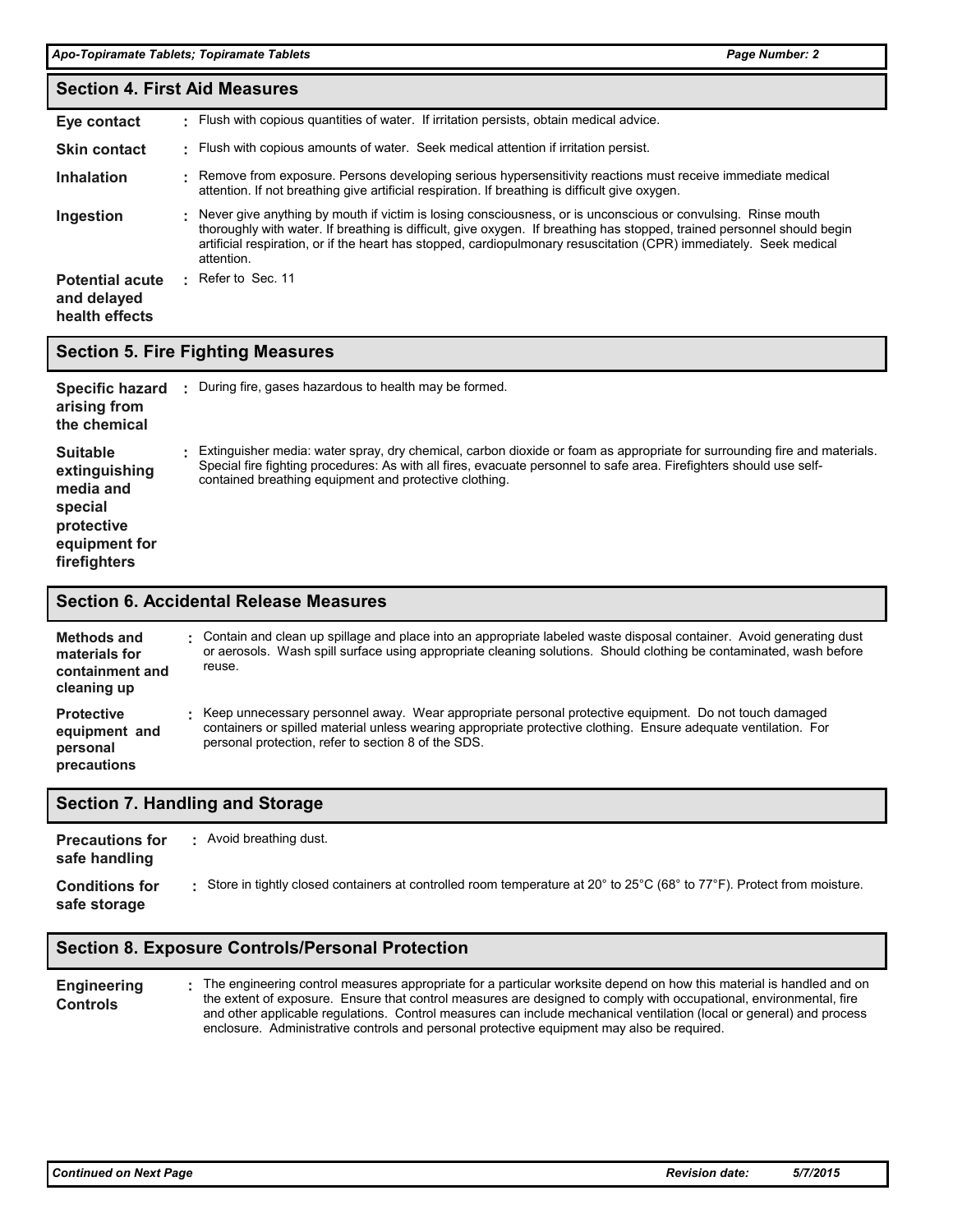## Section 4. First Aid Measures

| | |
|---|---|
| **Eye contact** | Flush with copious quantities of water. If irritation persists, obtain medical advice. |
| **Skin contact** | Flush with copious amounts of water. Seek medical attention if irritation persist. |
| **Inhalation** | Remove from exposure. Persons developing serious hypersensitivity reactions must receive immediate medical attention. If not breathing give artificial respiration. If breathing is difficult give oxygen. |
| **Ingestion** | Never give anything by mouth if victim is losing consciousness, or is unconscious or convulsing. Rinse mouth thoroughly with water. If breathing is difficult, give oxygen. If breathing has stopped, trained personnel should begin artificial respiration, or if the heart has stopped, cardiopulmonary resuscitation (CPR) immediately. Seek medical attention. |
| **Potential acute and delayed health effects** | Refer to Sec. 11 |

## Section 5. Fire Fighting Measures

| | |
|---|---|
| **Specific hazard arising from the chemical** | During fire, gases hazardous to health may be formed. |
| **Suitable extinguishing media and special protective equipment for firefighters** | Extinguisher media: water spray, dry chemical, carbon dioxide or foam as appropriate for surrounding fire and materials. Special fire fighting procedures: As with all fires, evacuate personnel to safe area. Firefighters should use self-contained breathing equipment and protective clothing. |

## Section 6. Accidental Release Measures

| | |
|---|---|
| **Methods and materials for containment and cleaning up** | Contain and clean up spillage and place into an appropriate labeled waste disposal container. Avoid generating dust or aerosols. Wash spill surface using appropriate cleaning solutions. Should clothing be contaminated, wash before reuse. |
| **Protective equipment and personal precautions** | Keep unnecessary personnel away. Wear appropriate personal protective equipment. Do not touch damaged containers or spilled material unless wearing appropriate protective clothing. Ensure adequate ventilation. For personal protection, refer to section 8 of the SDS. |

## Section 7. Handling and Storage

| | |
|---|---|
| **Precautions for safe handling** | Avoid breathing dust. |
| **Conditions for safe storage** | Store in tightly closed containers at controlled room temperature at 20° to 25°C (68° to 77°F). Protect from moisture. |

## Section 8. Exposure Controls/Personal Protection

| | |
|---|---|
| **Engineering Controls** | The engineering control measures appropriate for a particular worksite depend on how this material is handled and on the extent of exposure. Ensure that control measures are designed to comply with occupational, environmental, fire and other applicable regulations. Control measures can include mechanical ventilation (local or general) and process enclosure. Administrative controls and personal protective equipment may also be required. |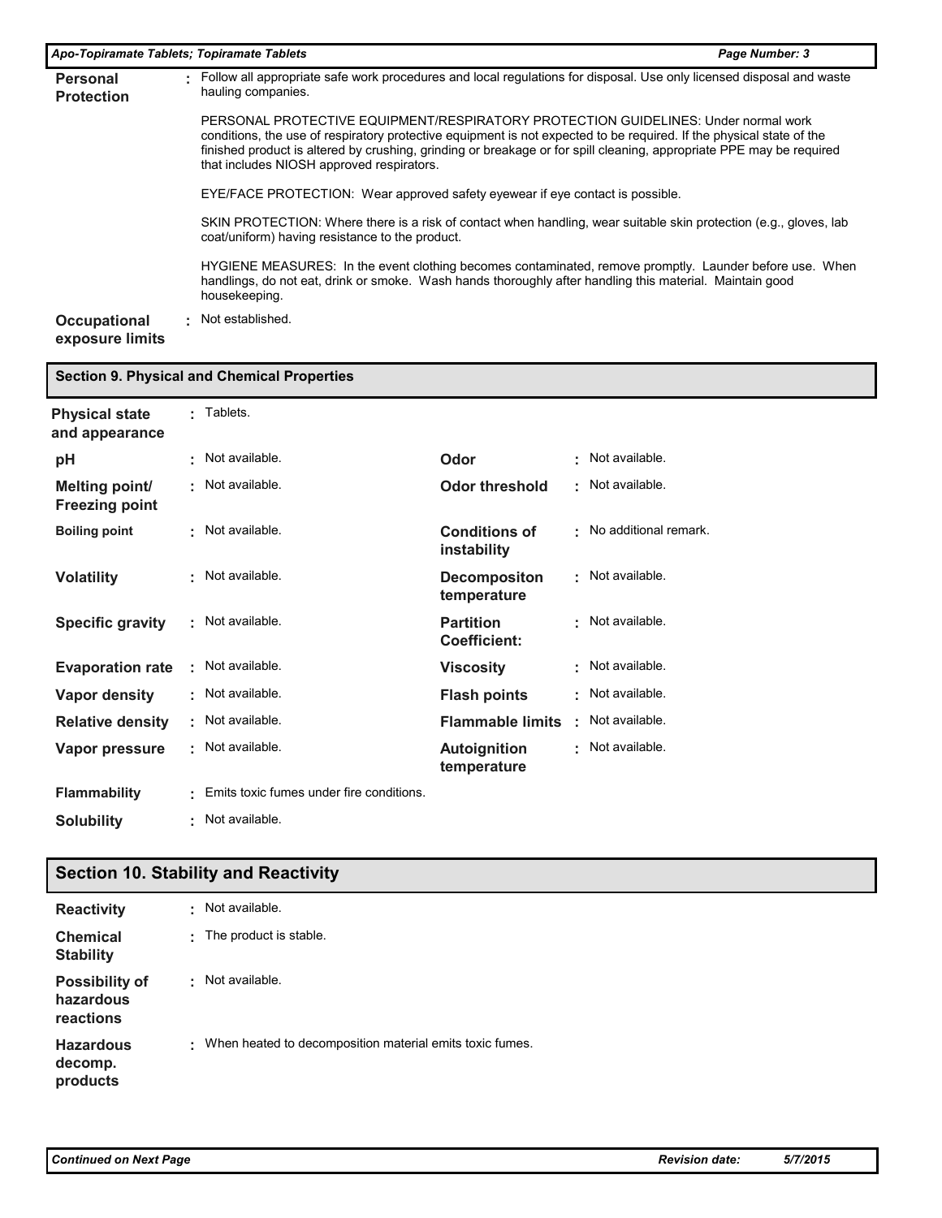**Personal Protection** : Follow all appropriate safe work procedures and local regulations for disposal. Use only licensed disposal and waste hauling companies.

PERSONAL PROTECTIVE EQUIPMENT/RESPIRATORY PROTECTION GUIDELINES: Under normal work conditions, the use of respiratory protective equipment is not expected to be required. If the physical state of the finished product is altered by crushing, grinding or breakage or for spill cleaning, appropriate PPE may be required that includes NIOSH approved respirators.

EYE/FACE PROTECTION: Wear approved safety eyewear if eye contact is possible.

SKIN PROTECTION: Where there is a risk of contact when handling, wear suitable skin protection (e.g., gloves, lab coat/uniform) having resistance to the product.

HYGIENE MEASURES: In the event clothing becomes contaminated, remove promptly. Launder before use. When handlings, do not eat, drink or smoke. Wash hands thoroughly after handling this material. Maintain good housekeeping.

**Occupational exposure limits** : Not established.

## Section 9. Physical and Chemical Properties

**Physical state and appearance** : Tablets.

| | | | |
|---|---|---|---|
| **pH** | : Not available. | **Odor** | : Not available. |
| **Melting point/ Freezing point** | : Not available. | **Odor threshold** | : Not available. |
| **Boiling point** | : Not available. | **Conditions of instability** | : No additional remark. |
| **Volatility** | : Not available. | **Decompositon temperature** | : Not available. |
| **Specific gravity** | : Not available. | **Partition Coefficient:** | : Not available. |
| **Evaporation rate** | : Not available. | **Viscosity** | : Not available. |
| **Vapor density** | : Not available. | **Flash points** | : Not available. |
| **Relative density** | : Not available. | **Flammable limits** | : Not available. |
| **Vapor pressure** | : Not available. | **Autoignition temperature** | : Not available. |

**Flammability** : Emits toxic fumes under fire conditions.

**Solubility** : Not available.

## Section 10. Stability and Reactivity

**Reactivity** : Not available.

**Chemical Stability** : The product is stable.

**Possibility of hazardous reactions** : Not available.

**Hazardous decomp. products** : When heated to decomposition material emits toxic fumes.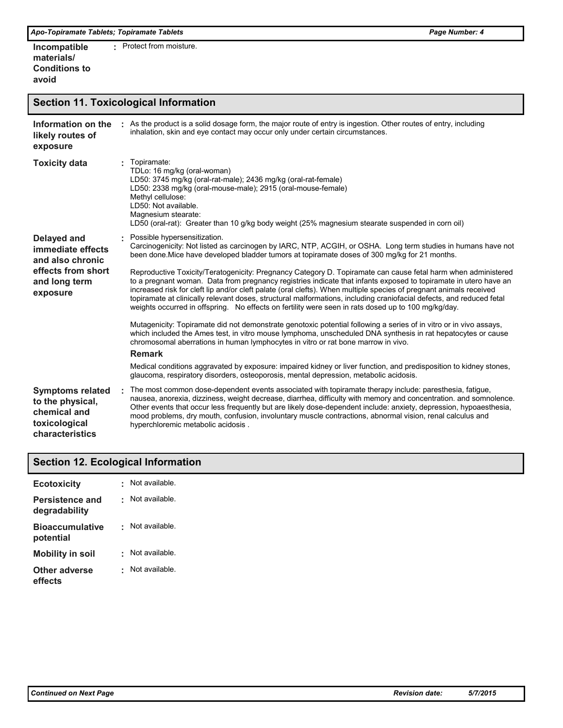**Incompatible materials/ Conditions to avoid** : Protect from moisture.

## Section 11. Toxicological Information

**Information on the likely routes of exposure** : As the product is a solid dosage form, the major route of entry is ingestion. Other routes of entry, including inhalation, skin and eye contact may occur only under certain circumstances.

**Toxicity data** : Topiramate:
TDLo: 16 mg/kg (oral-woman)
LD50: 3745 mg/kg (oral-rat-male); 2436 mg/kg (oral-rat-female)
LD50: 2338 mg/kg (oral-mouse-male); 2915 (oral-mouse-female)
Methyl cellulose:
LD50: Not available.
Magnesium stearate:
LD50 (oral-rat): Greater than 10 g/kg body weight (25% magnesium stearate suspended in corn oil)

**Delayed and immediate effects and also chronic effects from short and long term exposure** : Possible hypersensitization.
Carcinogenicity: Not listed as carcinogen by IARC, NTP, ACGIH, or OSHA. Long term studies in humans have not been done.Mice have developed bladder tumors at topiramate doses of 300 mg/kg for 21 months.

Reproductive Toxicity/Teratogenicity: Pregnancy Category D. Topiramate can cause fetal harm when administered to a pregnant woman. Data from pregnancy registries indicate that infants exposed to topiramate in utero have an increased risk for cleft lip and/or cleft palate (oral clefts). When multiple species of pregnant animals received topiramate at clinically relevant doses, structural malformations, including craniofacial defects, and reduced fetal weights occurred in offspring. No effects on fertility were seen in rats dosed up to 100 mg/kg/day.

Mutagenicity: Topiramate did not demonstrate genotoxic potential following a series of in vitro or in vivo assays, which included the Ames test, in vitro mouse lymphoma, unscheduled DNA synthesis in rat hepatocytes or cause chromosomal aberrations in human lymphocytes in vitro or rat bone marrow in vivo.

**Remark**

Medical conditions aggravated by exposure: impaired kidney or liver function, and predisposition to kidney stones, glaucoma, respiratory disorders, osteoporosis, mental depression, metabolic acidosis.

**Symptoms related to the physical, chemical and toxicological characteristics** : The most common dose-dependent events associated with topiramate therapy include: paresthesia, fatigue, nausea, anorexia, dizziness, weight decrease, diarrhea, difficulty with memory and concentration. and somnolence. Other events that occur less frequently but are likely dose-dependent include: anxiety, depression, hypoaesthesia, mood problems, dry mouth, confusion, involuntary muscle contractions, abnormal vision, renal calculus and hyperchloremic metabolic acidosis .

## Section 12. Ecological Information

**Ecotoxicity** : Not available.

**Persistence and degradability** : Not available.

**Bioaccumulative potential** : Not available.

**Mobility in soil** : Not available.

**Other adverse effects** : Not available.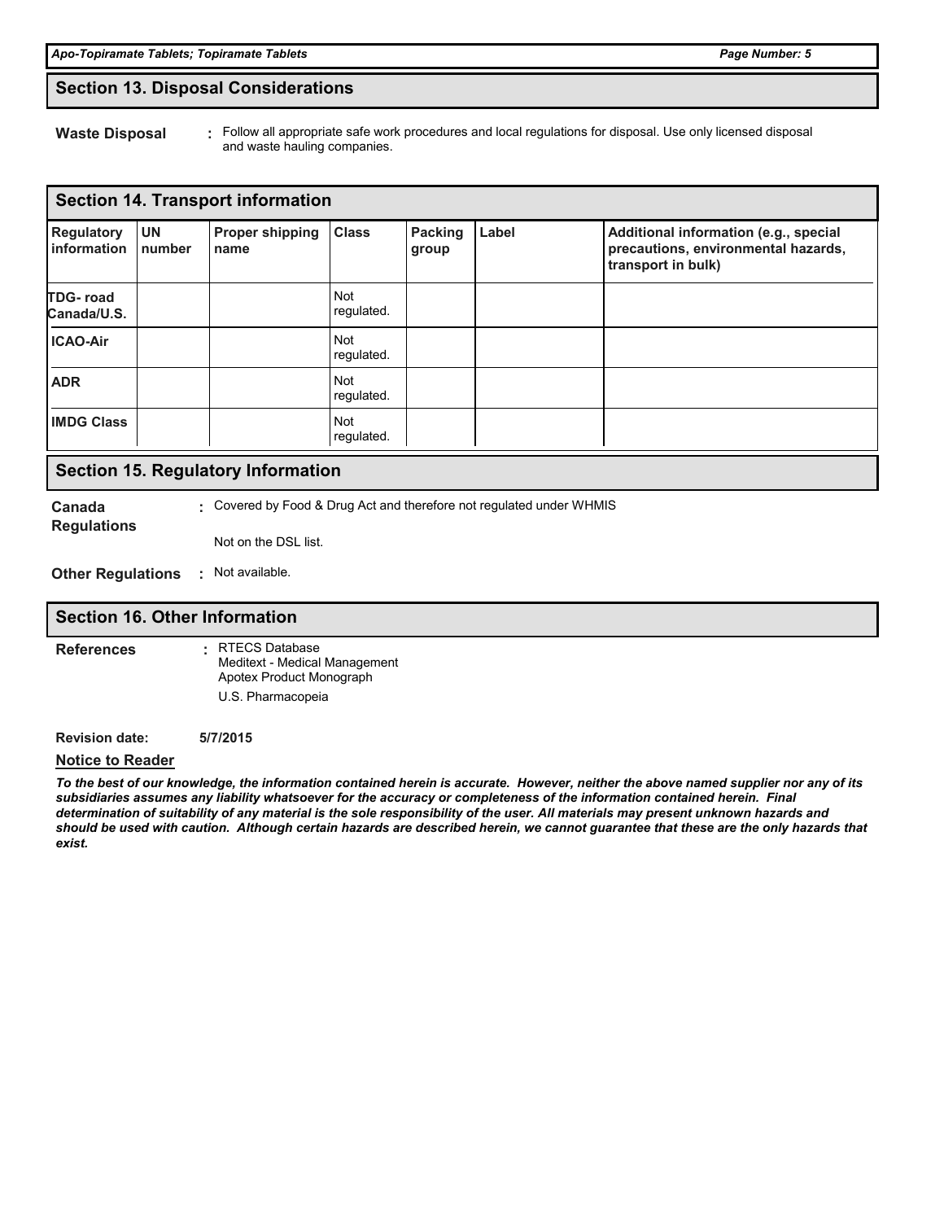## Section 13. Disposal Considerations

**Waste Disposal** : Follow all appropriate safe work procedures and local regulations for disposal. Use only licensed disposal and waste hauling companies.

## Section 14. Transport information

| Regulatory information | UN number | Proper shipping name | Class | Packing group | Label | Additional information (e.g., special precautions, environmental hazards, transport in bulk) |
|---|---|---|---|---|---|---|
| TDG- road Canada/U.S. | | | Not regulated. | | | |
| ICAO-Air | | | Not regulated. | | | |
| ADR | | | Not regulated. | | | |
| IMDG Class | | | Not regulated. | | | |

## Section 15. Regulatory Information

**Canada Regulations** : Covered by Food & Drug Act and therefore not regulated under WHMIS

Not on the DSL list.

**Other Regulations** : Not available.

## Section 16. Other Information

**References** : RTECS Database
Meditext - Medical Management
Apotex Product Monograph
U.S. Pharmacopeia

**Revision date:** **5/7/2015**

**Notice to Reader**

***To the best of our knowledge, the information contained herein is accurate. However, neither the above named supplier nor any of its subsidiaries assumes any liability whatsoever for the accuracy or completeness of the information contained herein. Final determination of suitability of any material is the sole responsibility of the user. All materials may present unknown hazards and should be used with caution. Although certain hazards are described herein, we cannot guarantee that these are the only hazards that exist.***